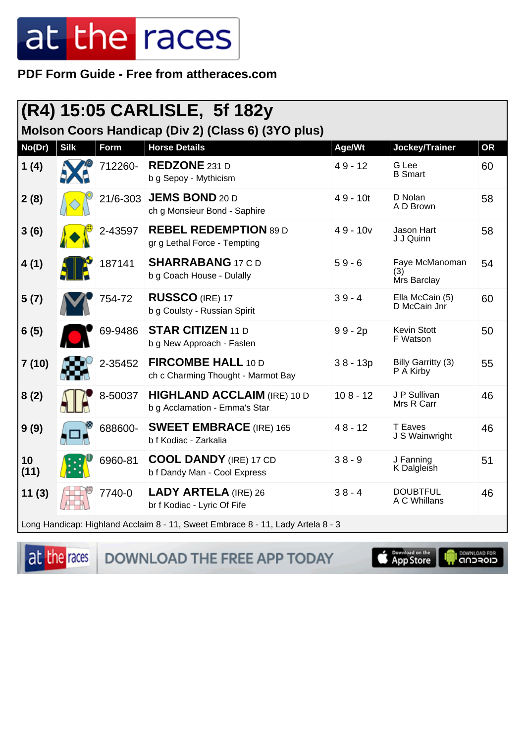PDF Form Guide - Free from attheraces.com

# (R4) 15:05 CARLISLE, 5f 182y

## Molson Coors Handicap (Div 2) (Class 6) (3YO plus)

| No(Dr) | Silk | Form | Horse Details | Age/Wt | Jockey/Trainer | OR |
|---|---|---|---|---|---|---|
| 1 (4) | | 712260- | **REDZONE** 231 D<br>b g Sepoy - Mythicism | 4 9 - 12 | G Lee<br>B Smart | 60 |
| 2 (8) | | 21/6-303 | **JEMS BOND** 20 D<br>ch g Monsieur Bond - Saphire | 4 9 - 10t | D Nolan<br>A D Brown | 58 |
| 3 (6) | | 2-43597 | **REBEL REDEMPTION** 89 D<br>gr g Lethal Force - Tempting | 4 9 - 10v | Jason Hart<br>J J Quinn | 58 |
| 4 (1) | | 187141 | **SHARRABANG** 17 C D<br>b g Coach House - Dulally | 5 9 - 6 | Faye McManoman (3)<br>Mrs Barclay | 54 |
| 5 (7) | | 754-72 | **RUSSCO** (IRE) 17<br>b g Coulsty - Russian Spirit | 3 9 - 4 | Ella McCain (5)<br>D McCain Jnr | 60 |
| 6 (5) | | 69-9486 | **STAR CITIZEN** 11 D<br>b g New Approach - Faslen | 9 9 - 2p | Kevin Stott<br>F Watson | 50 |
| 7 (10) | | 2-35452 | **FIRCOMBE HALL** 10 D<br>ch c Charming Thought - Marmot Bay | 3 8 - 13p | Billy Garritty (3)<br>P A Kirby | 55 |
| 8 (2) | | 8-50037 | **HIGHLAND ACCLAIM** (IRE) 10 D<br>b g Acclamation - Emma's Star | 10 8 - 12 | J P Sullivan<br>Mrs R Carr | 46 |
| 9 (9) | | 688600- | **SWEET EMBRACE** (IRE) 165<br>b f Kodiac - Zarkalia | 4 8 - 12 | T Eaves<br>J S Wainwright | 46 |
| 10 (11) | | 6960-81 | **COOL DANDY** (IRE) 17 CD<br>b f Dandy Man - Cool Express | 3 8 - 9 | J Fanning<br>K Dalgleish | 51 |
| 11 (3) | | 7740-0 | **LADY ARTELA** (IRE) 26<br>br f Kodiac - Lyric Of Fife | 3 8 - 4 | DOUBTFUL<br>A C Whillans | 46 |

Long Handicap: Highland Acclaim 8 - 11, Sweet Embrace 8 - 11, Lady Artela 8 - 3

DOWNLOAD THE FREE APP TODAY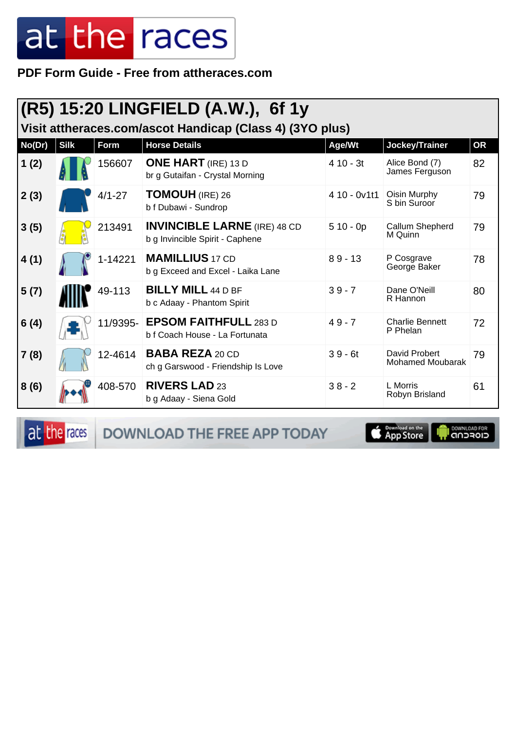**PDF Form Guide - Free from attheraces.com**

# (R5) 15:20 LINGFIELD (A.W.), 6f 1y

## Visit attheraces.com/ascot Handicap (Class 4) (3YO plus)

| No(Dr) | Silk | Form | Horse Details | Age/Wt | Jockey/Trainer | OR |
|---|---|---|---|---|---|---|
| 1 (2) | | 156607 | **ONE HART** (IRE) 13 D<br>br g Gutaifan - Crystal Morning | 4 10 - 3t | Alice Bond (7)<br>James Ferguson | 82 |
| 2 (3) | | 4/1-27 | **TOMOUH** (IRE) 26<br>b f Dubawi - Sundrop | 4 10 - 0v1t1 | Oisin Murphy<br>S bin Suroor | 79 |
| 3 (5) | | 213491 | **INVINCIBLE LARNE** (IRE) 48 CD<br>b g Invincible Spirit - Caphene | 5 10 - 0p | Callum Shepherd<br>M Quinn | 79 |
| 4 (1) | | 1-14221 | **MAMILLIUS** 17 CD<br>b g Exceed and Excel - Laika Lane | 8 9 - 13 | P Cosgrave<br>George Baker | 78 |
| 5 (7) | | 49-113 | **BILLY MILL** 44 D BF<br>b c Adaay - Phantom Spirit | 3 9 - 7 | Dane O'Neill<br>R Hannon | 80 |
| 6 (4) | | 11/9395- | **EPSOM FAITHFULL** 283 D<br>b f Coach House - La Fortunata | 4 9 - 7 | Charlie Bennett<br>P Phelan | 72 |
| 7 (8) | | 12-4614 | **BABA REZA** 20 CD<br>ch g Garswood - Friendship Is Love | 3 9 - 6t | David Probert<br>Mohamed Moubarak | 79 |
| 8 (6) | | 408-570 | **RIVERS LAD** 23<br>b g Adaay - Siena Gold | 3 8 - 2 | L Morris<br>Robyn Brisland | 61 |

DOWNLOAD THE FREE APP TODAY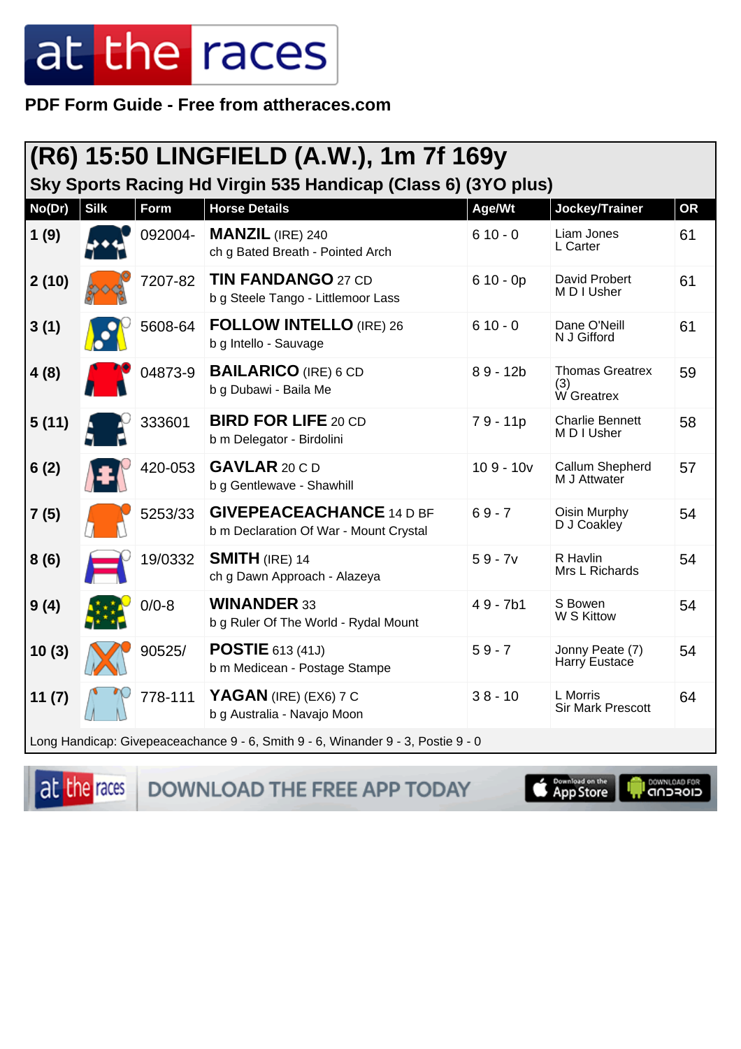PDF Form Guide - Free from attheraces.com

## (R6) 15:50 LINGFIELD (A.W.), 1m 7f 169y

### Sky Sports Racing Hd Virgin 535 Handicap (Class 6) (3YO plus)

| No(Dr) | Silk | Form | Horse Details | Age/Wt | Jockey/Trainer | OR |
|---|---|---|---|---|---|---|
| 1 (9) | | 092004- | **MANZIL** (IRE) 240<br>ch g Bated Breath - Pointed Arch | 6 10 - 0 | Liam Jones<br>L Carter | 61 |
| 2 (10) | | 7207-82 | **TIN FANDANGO** 27 CD<br>b g Steele Tango - Littlemoor Lass | 6 10 - 0p | David Probert<br>M D I Usher | 61 |
| 3 (1) | | 5608-64 | **FOLLOW INTELLO** (IRE) 26<br>b g Intello - Sauvage | 6 10 - 0 | Dane O'Neill<br>N J Gifford | 61 |
| 4 (8) | | 04873-9 | **BAILARICO** (IRE) 6 CD<br>b g Dubawi - Baila Me | 8 9 - 12b | Thomas Greatrex (3)<br>W Greatrex | 59 |
| 5 (11) | | 333601 | **BIRD FOR LIFE** 20 CD<br>b m Delegator - Birdolini | 7 9 - 11p | Charlie Bennett<br>M D I Usher | 58 |
| 6 (2) | | 420-053 | **GAVLAR** 20 C D<br>b g Gentlewave - Shawhill | 10 9 - 10v | Callum Shepherd<br>M J Attwater | 57 |
| 7 (5) | | 5253/33 | **GIVEPEACEACHANCE** 14 D BF<br>b m Declaration Of War - Mount Crystal | 6 9 - 7 | Oisin Murphy<br>D J Coakley | 54 |
| 8 (6) | | 19/0332 | **SMITH** (IRE) 14<br>ch g Dawn Approach - Alazeya | 5 9 - 7v | R Havlin<br>Mrs L Richards | 54 |
| 9 (4) | | 0/0-8 | **WINANDER** 33<br>b g Ruler Of The World - Rydal Mount | 4 9 - 7b1 | S Bowen<br>W S Kittow | 54 |
| 10 (3) | | 90525/ | **POSTIE** 613 (41J)<br>b m Medicean - Postage Stampe | 5 9 - 7 | Jonny Peate (7)<br>Harry Eustace | 54 |
| 11 (7) | | 778-111 | **YAGAN** (IRE) (EX6) 7 C<br>b g Australia - Navajo Moon | 3 8 - 10 | L Morris<br>Sir Mark Prescott | 64 |

Long Handicap: Givepeaceachance 9 - 6, Smith 9 - 6, Winander 9 - 3, Postie 9 - 0

DOWNLOAD THE FREE APP TODAY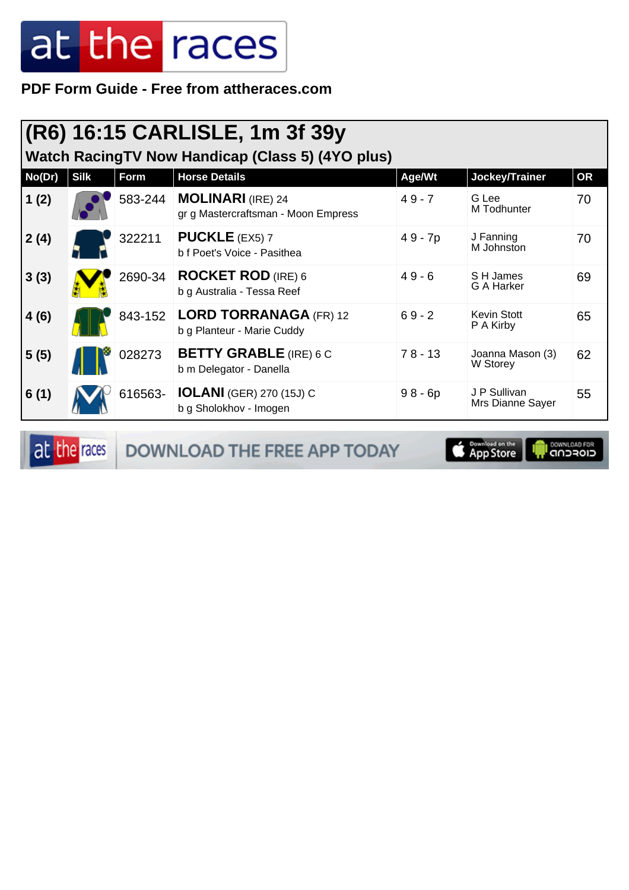PDF Form Guide - Free from attheraces.com

# (R6) 16:15 CARLISLE, 1m 3f 39y

## Watch RacingTV Now Handicap (Class 5) (4YO plus)

| No(Dr) | Silk | Form | Horse Details | Age/Wt | Jockey/Trainer | OR |
|---|---|---|---|---|---|---|
| 1 (2) | | 583-244 | **MOLINARI** (IRE) 24<br>gr g Mastercraftsman - Moon Empress | 4 9 - 7 | G Lee<br>M Todhunter | 70 |
| 2 (4) | | 322211 | **PUCKLE** (EX5) 7<br>b f Poet's Voice - Pasithea | 4 9 - 7p | J Fanning<br>M Johnston | 70 |
| 3 (3) | | 2690-34 | **ROCKET ROD** (IRE) 6<br>b g Australia - Tessa Reef | 4 9 - 6 | S H James<br>G A Harker | 69 |
| 4 (6) | | 843-152 | **LORD TORRANAGA** (FR) 12<br>b g Planteur - Marie Cuddy | 6 9 - 2 | Kevin Stott<br>P A Kirby | 65 |
| 5 (5) | | 028273 | **BETTY GRABLE** (IRE) 6 C<br>b m Delegator - Danella | 7 8 - 13 | Joanna Mason (3)<br>W Storey | 62 |
| 6 (1) | | 616563- | **IOLANI** (GER) 270 (15J) C<br>b g Sholokhov - Imogen | 9 8 - 6p | J P Sullivan<br>Mrs Dianne Sayer | 55 |

DOWNLOAD THE FREE APP TODAY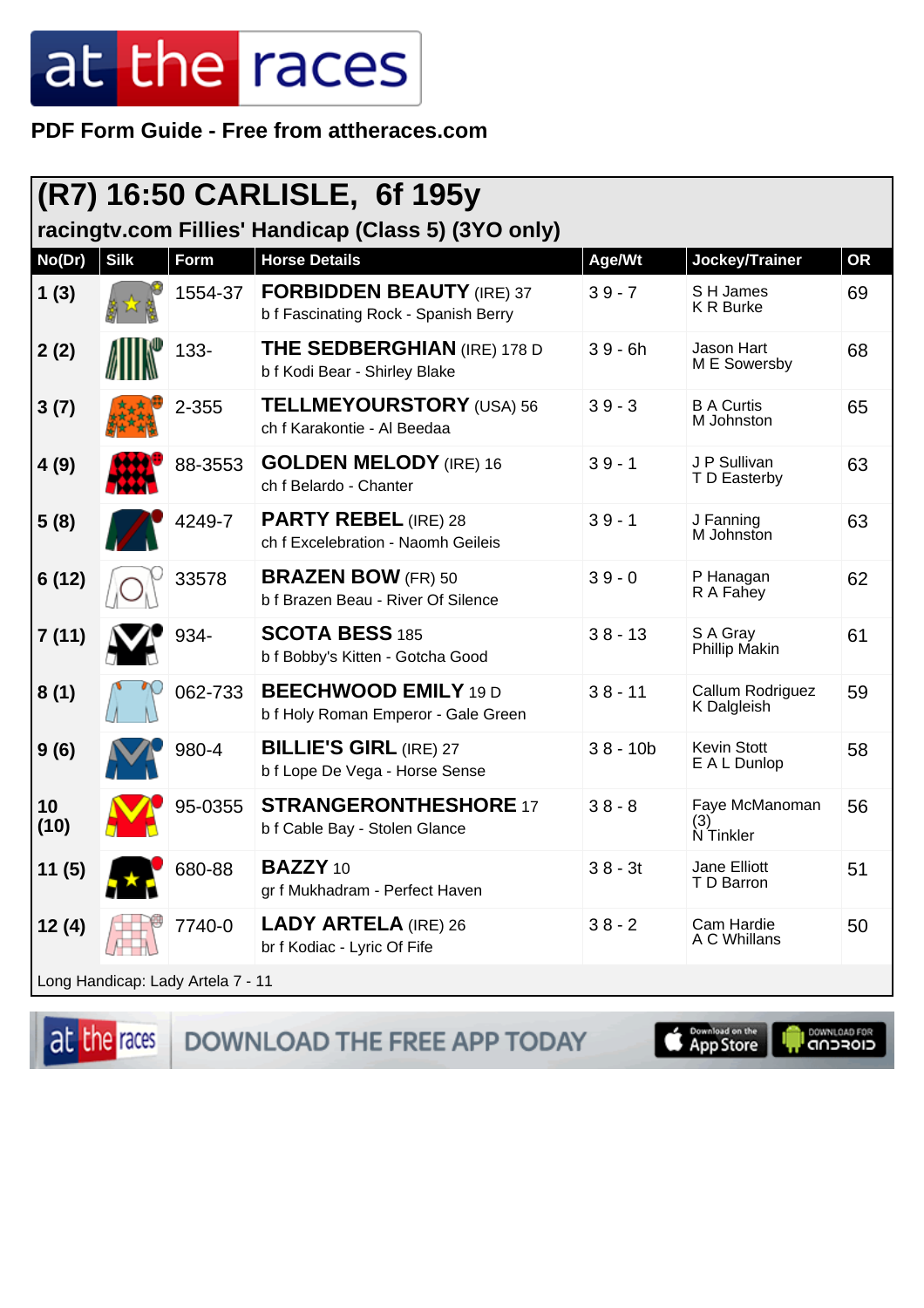PDF Form Guide - Free from attheraces.com

## (R7) 16:50 CARLISLE, 6f 195y

### racingtv.com Fillies' Handicap (Class 5) (3YO only)

| No(Dr) | Silk | Form | Horse Details | Age/Wt | Jockey/Trainer | OR |
|---|---|---|---|---|---|---|
| 1 (3) | | 1554-37 | **FORBIDDEN BEAUTY** (IRE) 37<br>b f Fascinating Rock - Spanish Berry | 3 9 - 7 | S H James<br>K R Burke | 69 |
| 2 (2) | | 133- | **THE SEDBERGHIAN** (IRE) 178 D<br>b f Kodi Bear - Shirley Blake | 3 9 - 6h | Jason Hart<br>M E Sowersby | 68 |
| 3 (7) | | 2-355 | **TELLMEYOURSTORY** (USA) 56<br>ch f Karakontie - Al Beedaa | 3 9 - 3 | B A Curtis<br>M Johnston | 65 |
| 4 (9) | | 88-3553 | **GOLDEN MELODY** (IRE) 16<br>ch f Belardo - Chanter | 3 9 - 1 | J P Sullivan<br>T D Easterby | 63 |
| 5 (8) | | 4249-7 | **PARTY REBEL** (IRE) 28<br>ch f Excelebration - Naomh Geileis | 3 9 - 1 | J Fanning<br>M Johnston | 63 |
| 6 (12) | | 33578 | **BRAZEN BOW** (FR) 50<br>b f Brazen Beau - River Of Silence | 3 9 - 0 | P Hanagan<br>R A Fahey | 62 |
| 7 (11) | | 934- | **SCOTA BESS** 185<br>b f Bobby's Kitten - Gotcha Good | 3 8 - 13 | S A Gray<br>Phillip Makin | 61 |
| 8 (1) | | 062-733 | **BEECHWOOD EMILY** 19 D<br>b f Holy Roman Emperor - Gale Green | 3 8 - 11 | Callum Rodriguez<br>K Dalgleish | 59 |
| 9 (6) | | 980-4 | **BILLIE'S GIRL** (IRE) 27<br>b f Lope De Vega - Horse Sense | 3 8 - 10b | Kevin Stott<br>E A L Dunlop | 58 |
| 10 (10) | | 95-0355 | **STRANGERONTHESHORE** 17<br>b f Cable Bay - Stolen Glance | 3 8 - 8 | Faye McManoman (3)<br>N Tinkler | 56 |
| 11 (5) | | 680-88 | **BAZZY** 10<br>gr f Mukhadram - Perfect Haven | 3 8 - 3t | Jane Elliott<br>T D Barron | 51 |
| 12 (4) | | 7740-0 | **LADY ARTELA** (IRE) 26<br>br f Kodiac - Lyric Of Fife | 3 8 - 2 | Cam Hardie<br>A C Whillans | 50 |

Long Handicap: Lady Artela 7 - 11

DOWNLOAD THE FREE APP TODAY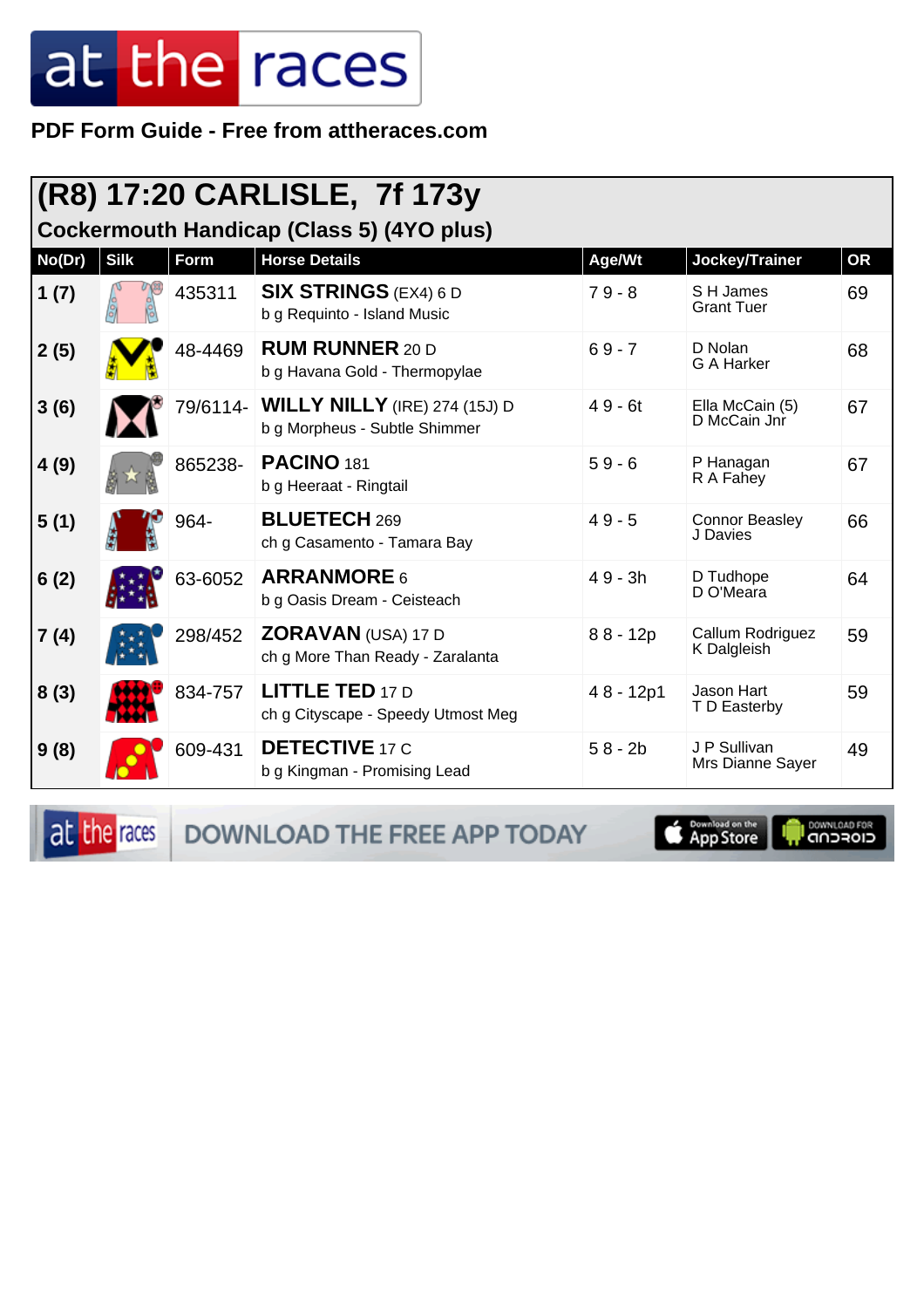PDF Form Guide - Free from attheraces.com

## (R8) 17:20 CARLISLE, 7f 173y

### Cockermouth Handicap (Class 5) (4YO plus)

| No(Dr) | Silk | Form | Horse Details | Age/Wt | Jockey/Trainer | OR |
|---|---|---|---|---|---|---|
| 1 (7) | | 435311 | **SIX STRINGS** (EX4) 6 D<br>b g Requinto - Island Music | 7 9 - 8 | S H James<br>Grant Tuer | 69 |
| 2 (5) | | 48-4469 | **RUM RUNNER** 20 D<br>b g Havana Gold - Thermopylae | 6 9 - 7 | D Nolan<br>G A Harker | 68 |
| 3 (6) | | 79/6114- | **WILLY NILLY** (IRE) 274 (15J) D<br>b g Morpheus - Subtle Shimmer | 4 9 - 6t | Ella McCain (5)<br>D McCain Jnr | 67 |
| 4 (9) | | 865238- | **PACINO** 181<br>b g Heeraat - Ringtail | 5 9 - 6 | P Hanagan<br>R A Fahey | 67 |
| 5 (1) | | 964- | **BLUETECH** 269<br>ch g Casamento - Tamara Bay | 4 9 - 5 | Connor Beasley<br>J Davies | 66 |
| 6 (2) | | 63-6052 | **ARRANMORE** 6<br>b g Oasis Dream - Ceisteach | 4 9 - 3h | D Tudhope<br>D O'Meara | 64 |
| 7 (4) | | 298/452 | **ZORAVAN** (USA) 17 D<br>ch g More Than Ready - Zaralanta | 8 8 - 12p | Callum Rodriguez<br>K Dalgleish | 59 |
| 8 (3) | | 834-757 | **LITTLE TED** 17 D<br>ch g Cityscape - Speedy Utmost Meg | 4 8 - 12p1 | Jason Hart<br>T D Easterby | 59 |
| 9 (8) | | 609-431 | **DETECTIVE** 17 C<br>b g Kingman - Promising Lead | 5 8 - 2b | J P Sullivan<br>Mrs Dianne Sayer | 49 |

DOWNLOAD THE FREE APP TODAY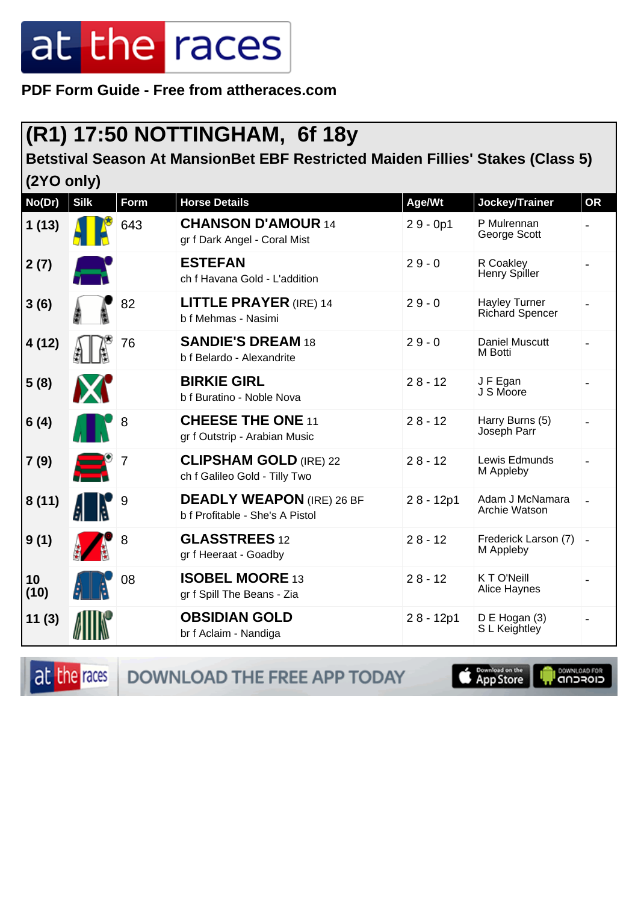at the races

**PDF Form Guide - Free from attheraces.com**

## (R1) 17:50 NOTTINGHAM, 6f 18y

### Betstival Season At MansionBet EBF Restricted Maiden Fillies' Stakes (Class 5) (2YO only)

| No(Dr) | Silk | Form | Horse Details | Age/Wt | Jockey/Trainer | OR |
|---|---|---|---|---|---|---|
| 1 (13) | | 643 | **CHANSON D'AMOUR** 14<br>gr f Dark Angel - Coral Mist | 2 9 - 0p1 | P Mulrennan<br>George Scott | - |
| 2 (7) | | | **ESTEFAN**<br>ch f Havana Gold - L'addition | 2 9 - 0 | R Coakley<br>Henry Spiller | - |
| 3 (6) | | 82 | **LITTLE PRAYER** (IRE) 14<br>b f Mehmas - Nasimi | 2 9 - 0 | Hayley Turner<br>Richard Spencer | - |
| 4 (12) | | 76 | **SANDIE'S DREAM** 18<br>b f Belardo - Alexandrite | 2 9 - 0 | Daniel Muscutt<br>M Botti | - |
| 5 (8) | | | **BIRKIE GIRL**<br>b f Buratino - Noble Nova | 2 8 - 12 | J F Egan<br>J S Moore | - |
| 6 (4) | | 8 | **CHEESE THE ONE** 11<br>gr f Outstrip - Arabian Music | 2 8 - 12 | Harry Burns (5)<br>Joseph Parr | - |
| 7 (9) | | 7 | **CLIPSHAM GOLD** (IRE) 22<br>ch f Galileo Gold - Tilly Two | 2 8 - 12 | Lewis Edmunds<br>M Appleby | - |
| 8 (11) | | 9 | **DEADLY WEAPON** (IRE) 26 BF<br>b f Profitable - She's A Pistol | 2 8 - 12p1 | Adam J McNamara<br>Archie Watson | - |
| 9 (1) | | 8 | **GLASSTREES** 12<br>gr f Heeraat - Goadby | 2 8 - 12 | Frederick Larson (7)<br>M Appleby | - |
| 10 (10) | | 08 | **ISOBEL MOORE** 13<br>gr f Spill The Beans - Zia | 2 8 - 12 | K T O'Neill<br>Alice Haynes | - |
| 11 (3) | | | **OBSIDIAN GOLD**<br>br f Aclaim - Nandiga | 2 8 - 12p1 | D E Hogan (3)<br>S L Keightley | - |

at the races DOWNLOAD THE FREE APP TODAY